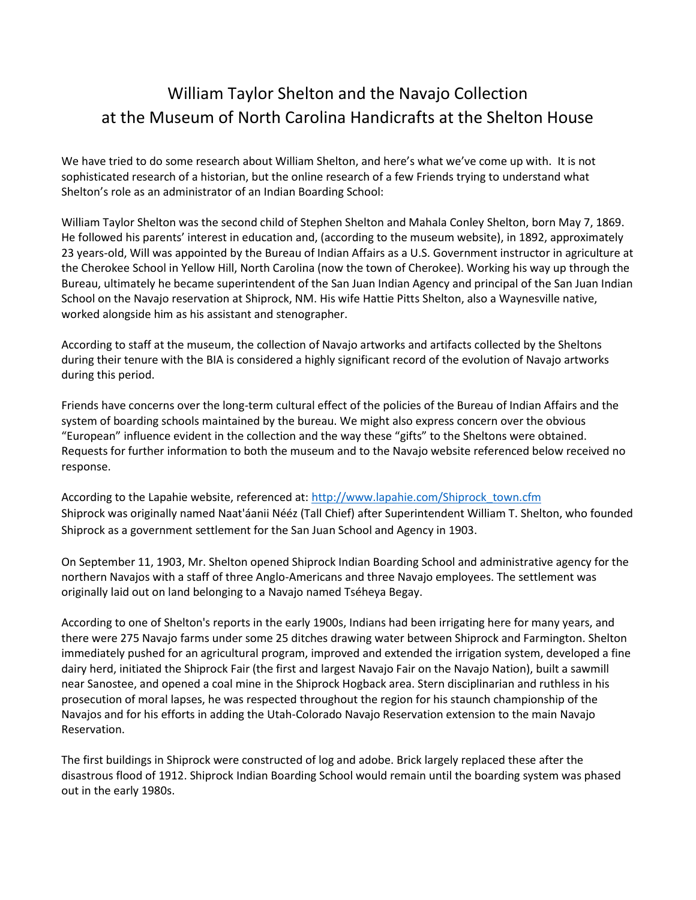# William Taylor Shelton and the Navajo Collection at the Museum of North Carolina Handicrafts at the Shelton House

We have tried to do some research about William Shelton, and here's what we've come up with. It is not sophisticated research of a historian, but the online research of a few Friends trying to understand what Shelton's role as an administrator of an Indian Boarding School:

William Taylor Shelton was the second child of Stephen Shelton and Mahala Conley Shelton, born May 7, 1869. He followed his parents' interest in education and, (according to the museum website), in 1892, approximately 23 years-old, Will was appointed by the Bureau of Indian Affairs as a U.S. Government instructor in agriculture at the Cherokee School in Yellow Hill, North Carolina (now the town of Cherokee). Working his way up through the Bureau, ultimately he became superintendent of the San Juan Indian Agency and principal of the San Juan Indian School on the Navajo reservation at Shiprock, NM. His wife Hattie Pitts Shelton, also a Waynesville native, worked alongside him as his assistant and stenographer.

According to staff at the museum, the collection of Navajo artworks and artifacts collected by the Sheltons during their tenure with the BIA is considered a highly significant record of the evolution of Navajo artworks during this period.

Friends have concerns over the long-term cultural effect of the policies of the Bureau of Indian Affairs and the system of boarding schools maintained by the bureau. We might also express concern over the obvious "European" influence evident in the collection and the way these "gifts" to the Sheltons were obtained. Requests for further information to both the museum and to the Navajo website referenced below received no response.

According to the Lapahie website, referenced at: [http://www.lapahie.com/Shiprock_town.cfm](http://www.lapahie.com/Shiprock_town.cfm) Shiprock was originally named Naat'áanii Nééz (Tall Chief) after Superintendent William T. Shelton, who founded Shiprock as a government settlement for the San Juan School and Agency in 1903.

On September 11, 1903, Mr. Shelton opened Shiprock Indian Boarding School and administrative agency for the northern Navajos with a staff of three Anglo-Americans and three Navajo employees. The settlement was originally laid out on land belonging to a Navajo named Tséheya Begay.

According to one of Shelton's reports in the early 1900s, Indians had been irrigating here for many years, and there were 275 Navajo farms under some 25 ditches drawing water between Shiprock and Farmington. Shelton immediately pushed for an agricultural program, improved and extended the irrigation system, developed a fine dairy herd, initiated the Shiprock Fair (the first and largest Navajo Fair on the Navajo Nation), built a sawmill near Sanostee, and opened a coal mine in the Shiprock Hogback area. Stern disciplinarian and ruthless in his prosecution of moral lapses, he was respected throughout the region for his staunch championship of the Navajos and for his efforts in adding the Utah-Colorado Navajo Reservation extension to the main Navajo Reservation.

The first buildings in Shiprock were constructed of log and adobe. Brick largely replaced these after the disastrous flood of 1912. Shiprock Indian Boarding School would remain until the boarding system was phased out in the early 1980s.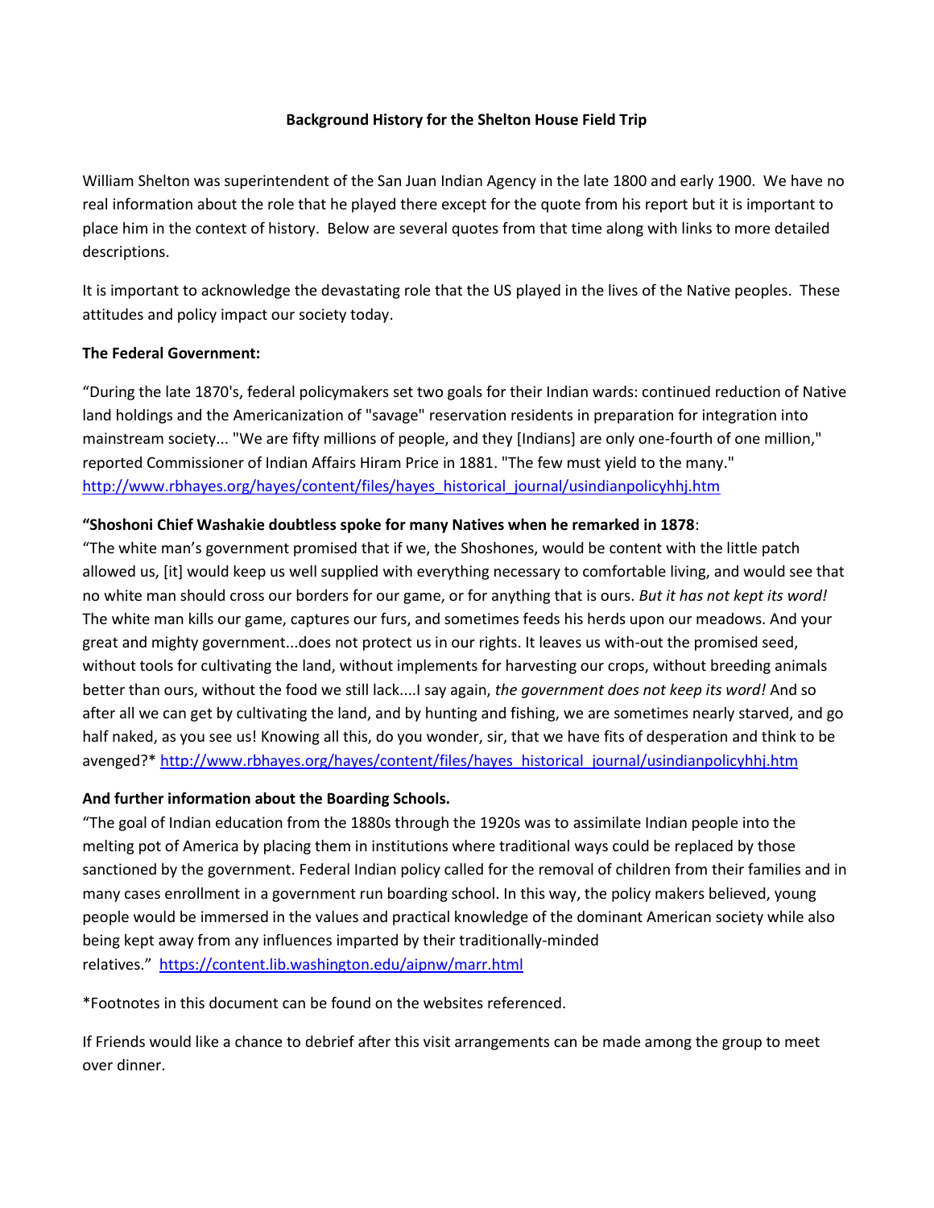**Background History for the Shelton House Field Trip**

William Shelton was superintendent of the San Juan Indian Agency in the late 1800 and early 1900. We have no real information about the role that he played there except for the quote from his report but it is important to place him in the context of history. Below are several quotes from that time along with links to more detailed descriptions.

It is important to acknowledge the devastating role that the US played in the lives of the Native peoples. These attitudes and policy impact our society today.

**The Federal Government:**

"During the late 1870's, federal policymakers set two goals for their Indian wards: continued reduction of Native land holdings and the Americanization of "savage" reservation residents in preparation for integration into mainstream society... "We are fifty millions of people, and they [Indians] are only one-fourth of one million," reported Commissioner of Indian Affairs Hiram Price in 1881. "The few must yield to the many." http://www.rbhayes.org/hayes/content/files/hayes_historical_journal/usindianpolicyhhj.htm

**"Shoshoni Chief Washakie doubtless spoke for many Natives when he remarked in 1878**:

"The white man's government promised that if we, the Shoshones, would be content with the little patch allowed us, [it] would keep us well supplied with everything necessary to comfortable living, and would see that no white man should cross our borders for our game, or for anything that is ours. *But it has not kept its word!* The white man kills our game, captures our furs, and sometimes feeds his herds upon our meadows. And your great and mighty government...does not protect us in our rights. It leaves us with-out the promised seed, without tools for cultivating the land, without implements for harvesting our crops, without breeding animals better than ours, without the food we still lack....I say again, *the government does not keep its word!* And so after all we can get by cultivating the land, and by hunting and fishing, we are sometimes nearly starved, and go half naked, as you see us! Knowing all this, do you wonder, sir, that we have fits of desperation and think to be avenged?* http://www.rbhayes.org/hayes/content/files/hayes_historical_journal/usindianpolicyhhj.htm

**And further information about the Boarding Schools.**

"The goal of Indian education from the 1880s through the 1920s was to assimilate Indian people into the melting pot of America by placing them in institutions where traditional ways could be replaced by those sanctioned by the government. Federal Indian policy called for the removal of children from their families and in many cases enrollment in a government run boarding school. In this way, the policy makers believed, young people would be immersed in the values and practical knowledge of the dominant American society while also being kept away from any influences imparted by their traditionally-minded relatives." https://content.lib.washington.edu/aipnw/marr.html

*Footnotes in this document can be found on the websites referenced.

If Friends would like a chance to debrief after this visit arrangements can be made among the group to meet over dinner.